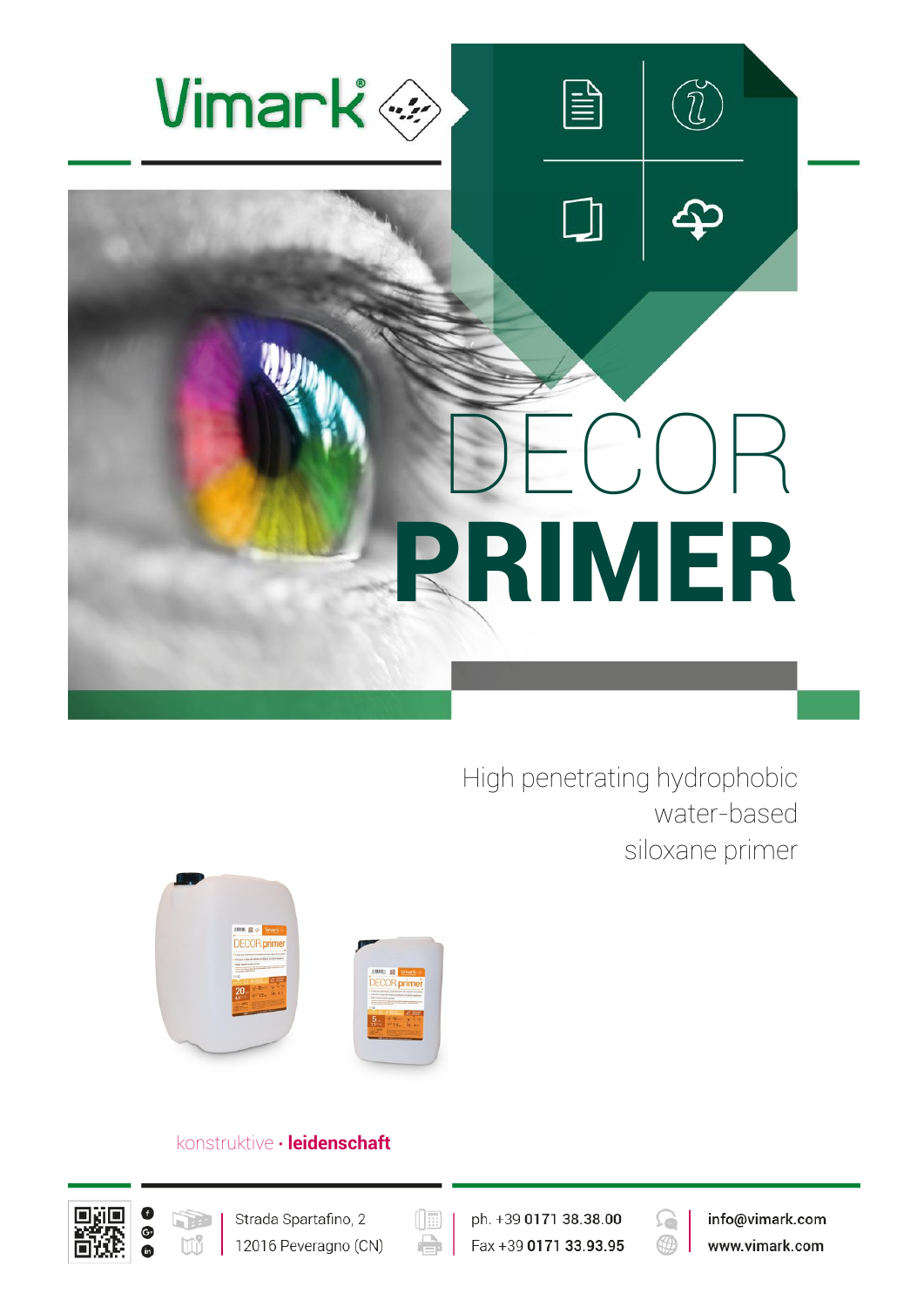Vimark®

# DECOR PRIMER

High penetrating hydrophobic water-based siloxane primer

konstruktive · **leidenschaft**

Strada Spartafino, 2
12016 Peveragno (CN)

ph. +39 **0171 38.38.00**
Fax +39 **0171 33.93.95**

**info@vimark.com**
**www.vimark.com**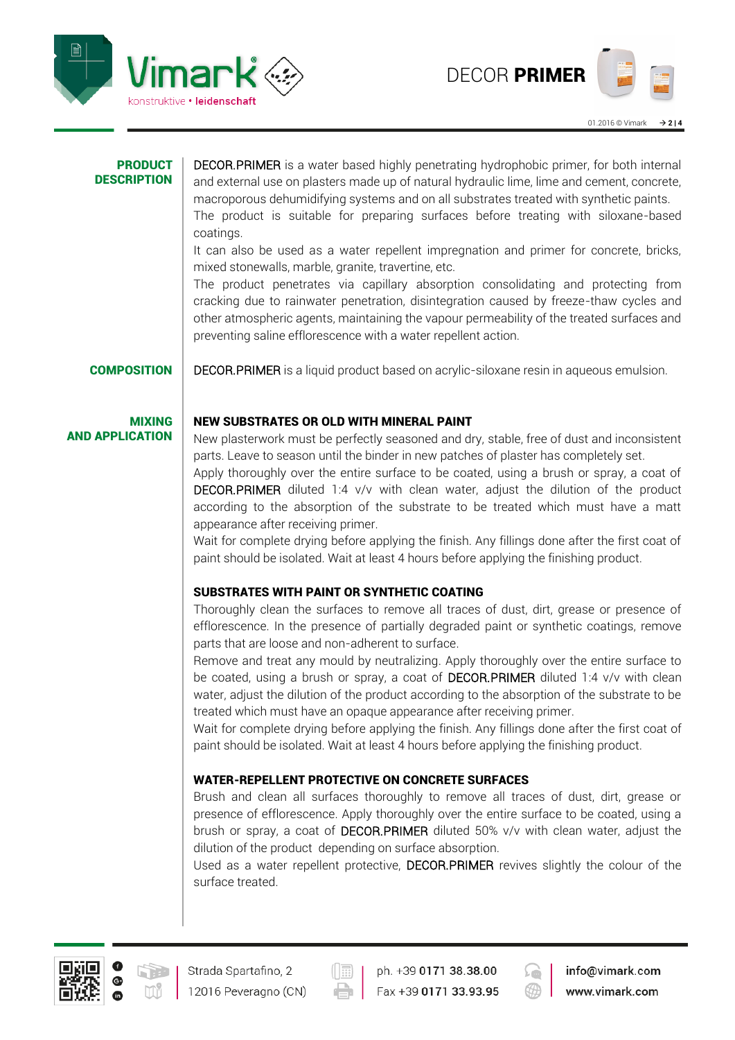## PRODUCT DESCRIPTION

DECOR.PRIMER is a water based highly penetrating hydrophobic primer, for both internal and external use on plasters made up of natural hydraulic lime, lime and cement, concrete, macroporous dehumidifying systems and on all substrates treated with synthetic paints.
The product is suitable for preparing surfaces before treating with siloxane-based coatings.
It can also be used as a water repellent impregnation and primer for concrete, bricks, mixed stonewalls, marble, granite, travertine, etc.
The product penetrates via capillary absorption consolidating and protecting from cracking due to rainwater penetration, disintegration caused by freeze-thaw cycles and other atmospheric agents, maintaining the vapour permeability of the treated surfaces and preventing saline efflorescence with a water repellent action.

## COMPOSITION

DECOR.PRIMER is a liquid product based on acrylic-siloxane resin in aqueous emulsion.

## MIXING AND APPLICATION

### NEW SUBSTRATES OR OLD WITH MINERAL PAINT

New plasterwork must be perfectly seasoned and dry, stable, free of dust and inconsistent parts. Leave to season until the binder in new patches of plaster has completely set.
Apply thoroughly over the entire surface to be coated, using a brush or spray, a coat of DECOR.PRIMER diluted 1:4 v/v with clean water, adjust the dilution of the product according to the absorption of the substrate to be treated which must have a matt appearance after receiving primer.
Wait for complete drying before applying the finish. Any fillings done after the first coat of paint should be isolated. Wait at least 4 hours before applying the finishing product.

### SUBSTRATES WITH PAINT OR SYNTHETIC COATING

Thoroughly clean the surfaces to remove all traces of dust, dirt, grease or presence of efflorescence. In the presence of partially degraded paint or synthetic coatings, remove parts that are loose and non-adherent to surface.
Remove and treat any mould by neutralizing. Apply thoroughly over the entire surface to be coated, using a brush or spray, a coat of DECOR.PRIMER diluted 1:4 v/v with clean water, adjust the dilution of the product according to the absorption of the substrate to be treated which must have an opaque appearance after receiving primer.
Wait for complete drying before applying the finish. Any fillings done after the first coat of paint should be isolated. Wait at least 4 hours before applying the finishing product.

### WATER-REPELLENT PROTECTIVE ON CONCRETE SURFACES

Brush and clean all surfaces thoroughly to remove all traces of dust, dirt, grease or presence of efflorescence. Apply thoroughly over the entire surface to be coated, using a brush or spray, a coat of DECOR.PRIMER diluted 50% v/v with clean water, adjust the dilution of the product depending on surface absorption.
Used as a water repellent protective, DECOR.PRIMER revives slightly the colour of the surface treated.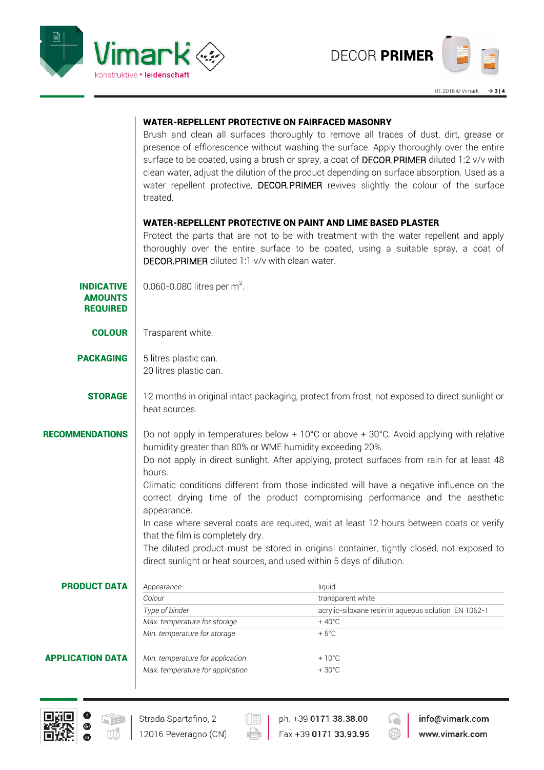#### WATER-REPELLENT PROTECTIVE ON FAIRFACED MASONRY

Brush and clean all surfaces thoroughly to remove all traces of dust, dirt, grease or presence of efflorescence without washing the surface. Apply thoroughly over the entire surface to be coated, using a brush or spray, a coat of DECOR.PRIMER diluted 1:2 v/v with clean water, adjust the dilution of the product depending on surface absorption. Used as a water repellent protective, DECOR.PRIMER revives slightly the colour of the surface treated.

#### WATER-REPELLENT PROTECTIVE ON PAINT AND LIME BASED PLASTER

Protect the parts that are not to be with treatment with the water repellent and apply thoroughly over the entire surface to be coated, using a suitable spray, a coat of DECOR.PRIMER diluted 1:1 v/v with clean water.

## INDICATIVE AMOUNTS REQUIRED

0.060-0.080 litres per $m^2$.

## COLOUR

Trasparent white.

## PACKAGING

5 litres plastic can.
20 litres plastic can.

## STORAGE

12 months in original intact packaging, protect from frost, not exposed to direct sunlight or heat sources.

## RECOMMENDATIONS

Do not apply in temperatures below + 10°C or above + 30°C. Avoid applying with relative humidity greater than 80% or WME humidity exceeding 20%.
Do not apply in direct sunlight. After applying, protect surfaces from rain for at least 48 hours.
Climatic conditions different from those indicated will have a negative influence on the correct drying time of the product compromising performance and the aesthetic appearance.
In case where several coats are required, wait at least 12 hours between coats or verify that the film is completely dry.
The diluted product must be stored in original container, tightly closed, not exposed to direct sunlight or heat sources, and used within 5 days of dilution.

## PRODUCT DATA

| | |
|---|---|
| *Appearance* | liquid |
| *Colour* | transparent white |
| *Type of binder* | acrylic-siloxane resin in aqueous solution EN 1062-1 |
| *Max. temperature for storage* | + 40°C |
| *Min. temperature for storage* | + 5°C |

## APPLICATION DATA

| | |
|---|---|
| *Min. temperature for application* | + 10°C |
| *Max. temperature for application* | + 30°C |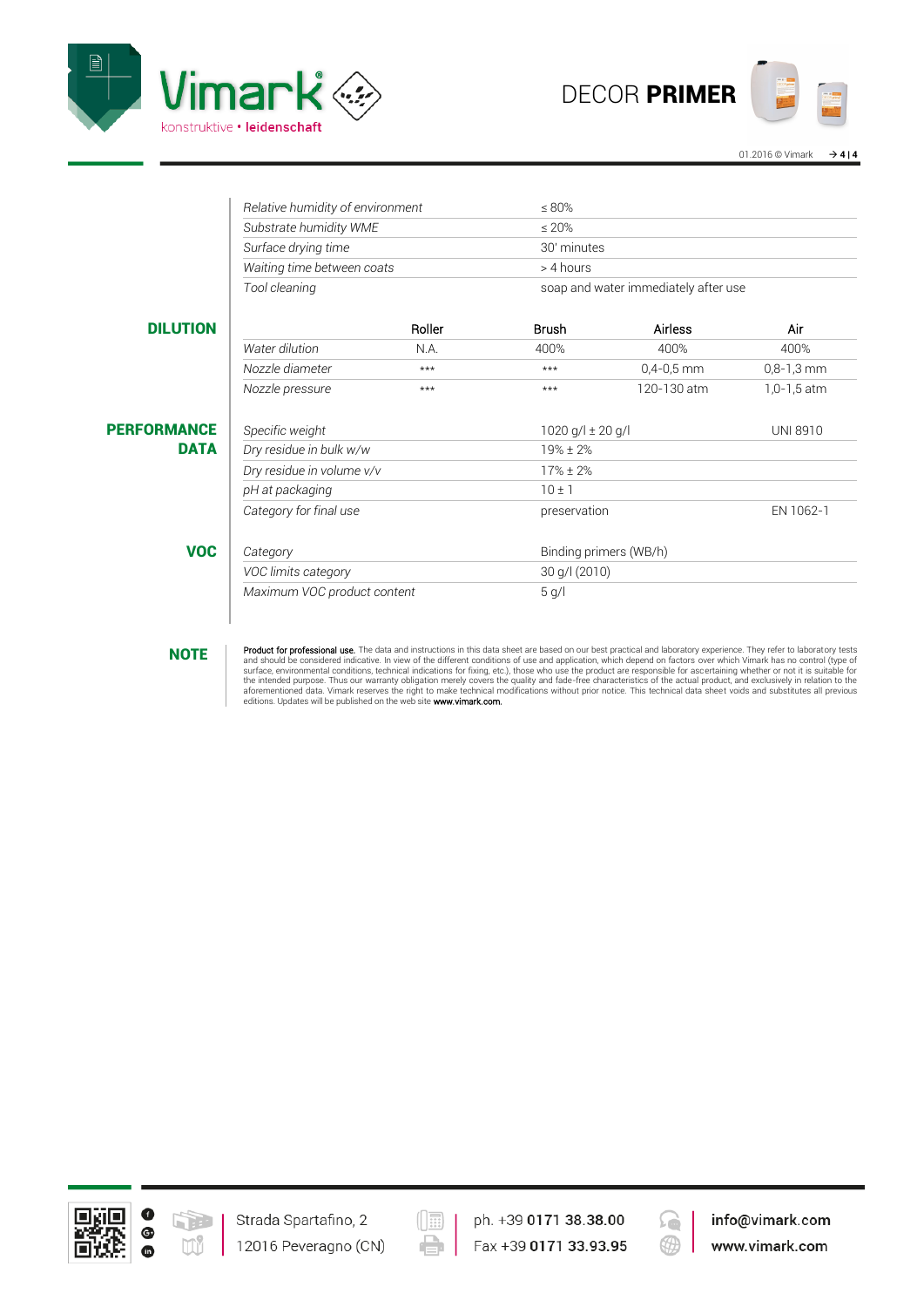| | |
|---|---|
| *Relative humidity of environment* | ≤ 80% |
| *Substrate humidity WME* | ≤ 20% |
| *Surface drying time* | 30' minutes |
| *Waiting time between coats* | > 4 hours |
| *Tool cleaning* | soap and water immediately after use |

## DILUTION

| | Roller | Brush | Airless | Air |
|---|---|---|---|---|
| *Water dilution* | N.A. | 400% | 400% | 400% |
| *Nozzle diameter* | *** | *** | 0,4-0,5 mm | 0,8-1,3 mm |
| *Nozzle pressure* | *** | *** | 120-130 atm | 1,0-1,5 atm |

## PERFORMANCE DATA

| | | |
|---|---|---|
| *Specific weight* | 1020 g/l ± 20 g/l | UNI 8910 |
| *Dry residue in bulk w/w* | 19% ± 2% | |
| *Dry residue in volume v/v* | 17% ± 2% | |
| *pH at packaging* | 10 ± 1 | |
| *Category for final use* | preservation | EN 1062-1 |

## VOC

| | |
|---|---|
| *Category* | Binding primers (WB/h) |
| *VOC limits category* | 30 g/l (2010) |
| *Maximum VOC product content* | 5 g/l |

## NOTE

**Product for professional use.** The data and instructions in this data sheet are based on our best practical and laboratory experience. They refer to laboratory tests and should be considered indicative. In view of the different conditions of use and application, which depend on factors over which Vimark has no control (type of surface, environmental conditions, technical indications for fixing, etc.), those who use the product are responsible for ascertaining whether or not it is suitable for the intended purpose. Thus our warranty obligation merely covers the quality and fade-free characteristics of the actual product, and exclusively in relation to the aforementioned data. Vimark reserves the right to make technical modifications without prior notice. This technical data sheet voids and substitutes all previous editions. Updates will be published on the web site **www.vimark.com.**